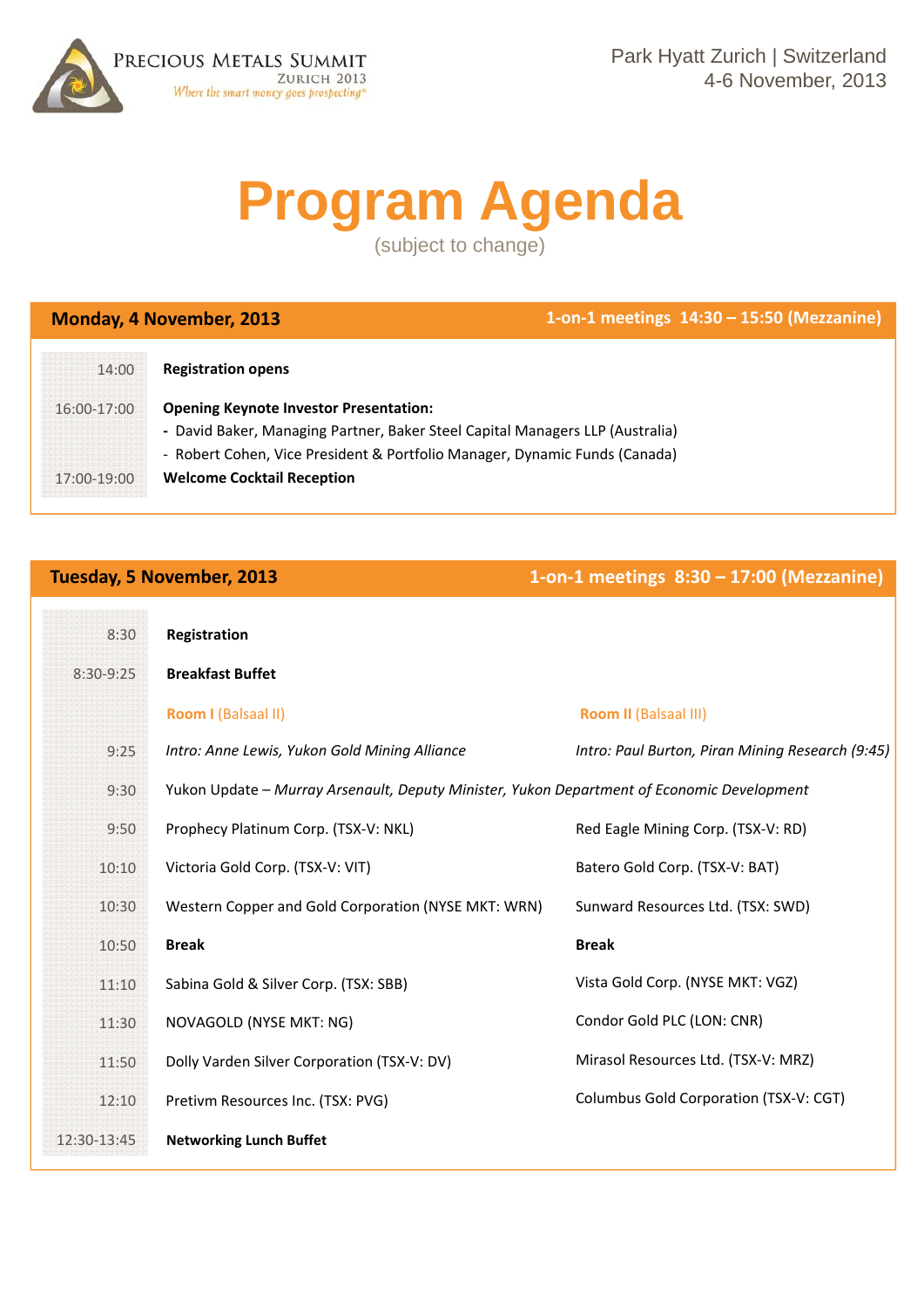PRECIOUS METALS SUMMIT
ZURICH 2013
*Where the smart money goes prospecting®*

Park Hyatt Zurich | Switzerland
4-6 November, 2013

# Program Agenda

(subject to change)

## Monday, 4 November, 2013

**1-on-1 meetings 14:30 – 15:50 (Mezzanine)**

| Time | Event |
|---|---|
| 14:00 | **Registration opens** |
| 16:00-17:00 | **Opening Keynote Investor Presentation:**<br>- David Baker, Managing Partner, Baker Steel Capital Managers LLP (Australia)<br>- Robert Cohen, Vice President & Portfolio Manager, Dynamic Funds (Canada) |
| 17:00-19:00 | **Welcome Cocktail Reception** |

## Tuesday, 5 November, 2013

**1-on-1 meetings 8:30 – 17:00 (Mezzanine)**

| Time | Room I (Balsaal II) | Room II (Balsaal III) |
|---|---|---|
| 8:30 | **Registration** | |
| 8:30-9:25 | **Breakfast Buffet** | |
| 9:25 | *Intro: Anne Lewis, Yukon Gold Mining Alliance* | *Intro: Paul Burton, Piran Mining Research (9:45)* |
| 9:30 | Yukon Update – *Murray Arsenault, Deputy Minister, Yukon Department of Economic Development* | |
| 9:50 | Prophecy Platinum Corp. (TSX-V: NKL) | Red Eagle Mining Corp. (TSX-V: RD) |
| 10:10 | Victoria Gold Corp. (TSX-V: VIT) | Batero Gold Corp. (TSX-V: BAT) |
| 10:30 | Western Copper and Gold Corporation (NYSE MKT: WRN) | Sunward Resources Ltd. (TSX: SWD) |
| 10:50 | **Break** | **Break** |
| 11:10 | Sabina Gold & Silver Corp. (TSX: SBB) | Vista Gold Corp. (NYSE MKT: VGZ) |
| 11:30 | NOVAGOLD (NYSE MKT: NG) | Condor Gold PLC (LON: CNR) |
| 11:50 | Dolly Varden Silver Corporation (TSX-V: DV) | Mirasol Resources Ltd. (TSX-V: MRZ) |
| 12:10 | Pretivm Resources Inc. (TSX: PVG) | Columbus Gold Corporation (TSX-V: CGT) |
| 12:30-13:45 | **Networking Lunch Buffet** | |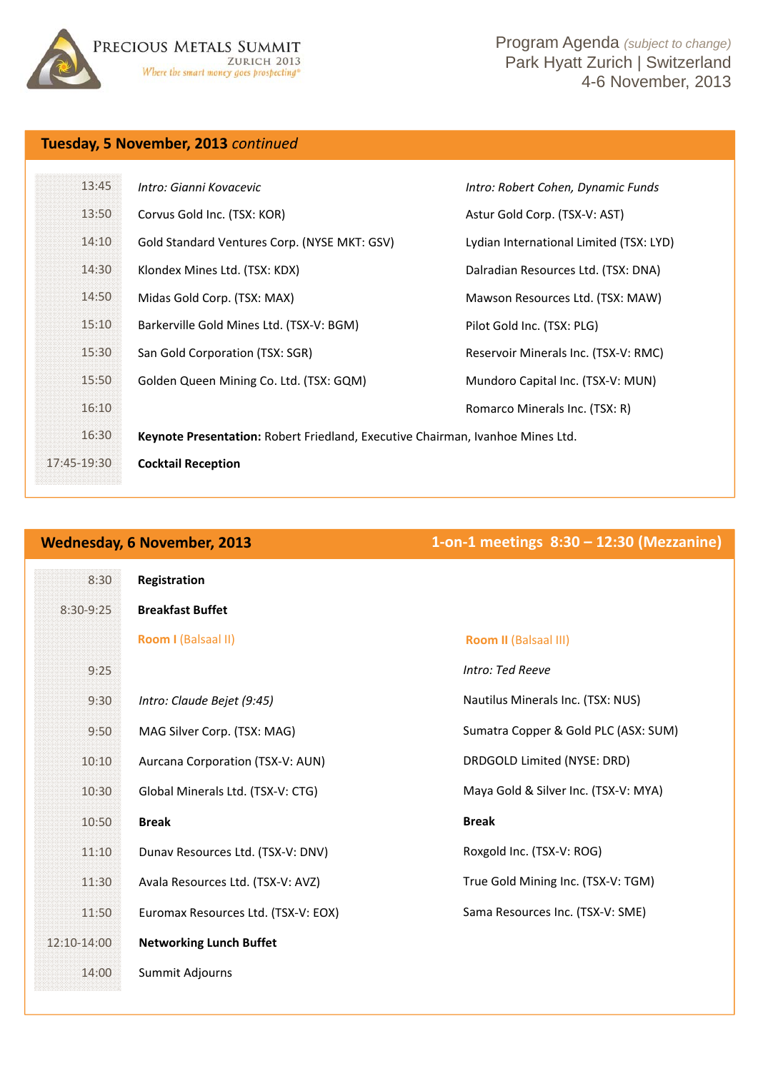Precious Metals Summit
Zurich 2013
*Where the smart money goes prospecting®*

Program Agenda *(subject to change)*
Park Hyatt Zurich | Switzerland
4-6 November, 2013

## Tuesday, 5 November, 2013 *continued*

| | | |
|---|---|---|
| 13:45 | *Intro: Gianni Kovacevic* | *Intro: Robert Cohen, Dynamic Funds* |
| 13:50 | Corvus Gold Inc. (TSX: KOR) | Astur Gold Corp. (TSX-V: AST) |
| 14:10 | Gold Standard Ventures Corp. (NYSE MKT: GSV) | Lydian International Limited (TSX: LYD) |
| 14:30 | Klondex Mines Ltd. (TSX: KDX) | Dalradian Resources Ltd. (TSX: DNA) |
| 14:50 | Midas Gold Corp. (TSX: MAX) | Mawson Resources Ltd. (TSX: MAW) |
| 15:10 | Barkerville Gold Mines Ltd. (TSX-V: BGM) | Pilot Gold Inc. (TSX: PLG) |
| 15:30 | San Gold Corporation (TSX: SGR) | Reservoir Minerals Inc. (TSX-V: RMC) |
| 15:50 | Golden Queen Mining Co. Ltd. (TSX: GQM) | Mundoro Capital Inc. (TSX-V: MUN) |
| 16:10 | | Romarco Minerals Inc. (TSX: R) |
| 16:30 | **Keynote Presentation:** Robert Friedland, Executive Chairman, Ivanhoe Mines Ltd. | |
| 17:45-19:30 | **Cocktail Reception** | |

## Wednesday, 6 November, 2013 — 1-on-1 meetings 8:30 – 12:30 (Mezzanine)

| | | |
|---|---|---|
| 8:30 | **Registration** | |
| 8:30-9:25 | **Breakfast Buffet** | |
| | **Room I** (Balsaal II) | **Room II** (Balsaal III) |
| 9:25 | | *Intro: Ted Reeve* |
| 9:30 | *Intro: Claude Bejet (9:45)* | Nautilus Minerals Inc. (TSX: NUS) |
| 9:50 | MAG Silver Corp. (TSX: MAG) | Sumatra Copper & Gold PLC (ASX: SUM) |
| 10:10 | Aurcana Corporation (TSX-V: AUN) | DRDGOLD Limited (NYSE: DRD) |
| 10:30 | Global Minerals Ltd. (TSX-V: CTG) | Maya Gold & Silver Inc. (TSX-V: MYA) |
| 10:50 | **Break** | **Break** |
| 11:10 | Dunav Resources Ltd. (TSX-V: DNV) | Roxgold Inc. (TSX-V: ROG) |
| 11:30 | Avala Resources Ltd. (TSX-V: AVZ) | True Gold Mining Inc. (TSX-V: TGM) |
| 11:50 | Euromax Resources Ltd. (TSX-V: EOX) | Sama Resources Inc. (TSX-V: SME) |
| 12:10-14:00 | **Networking Lunch Buffet** | |
| 14:00 | Summit Adjourns | |